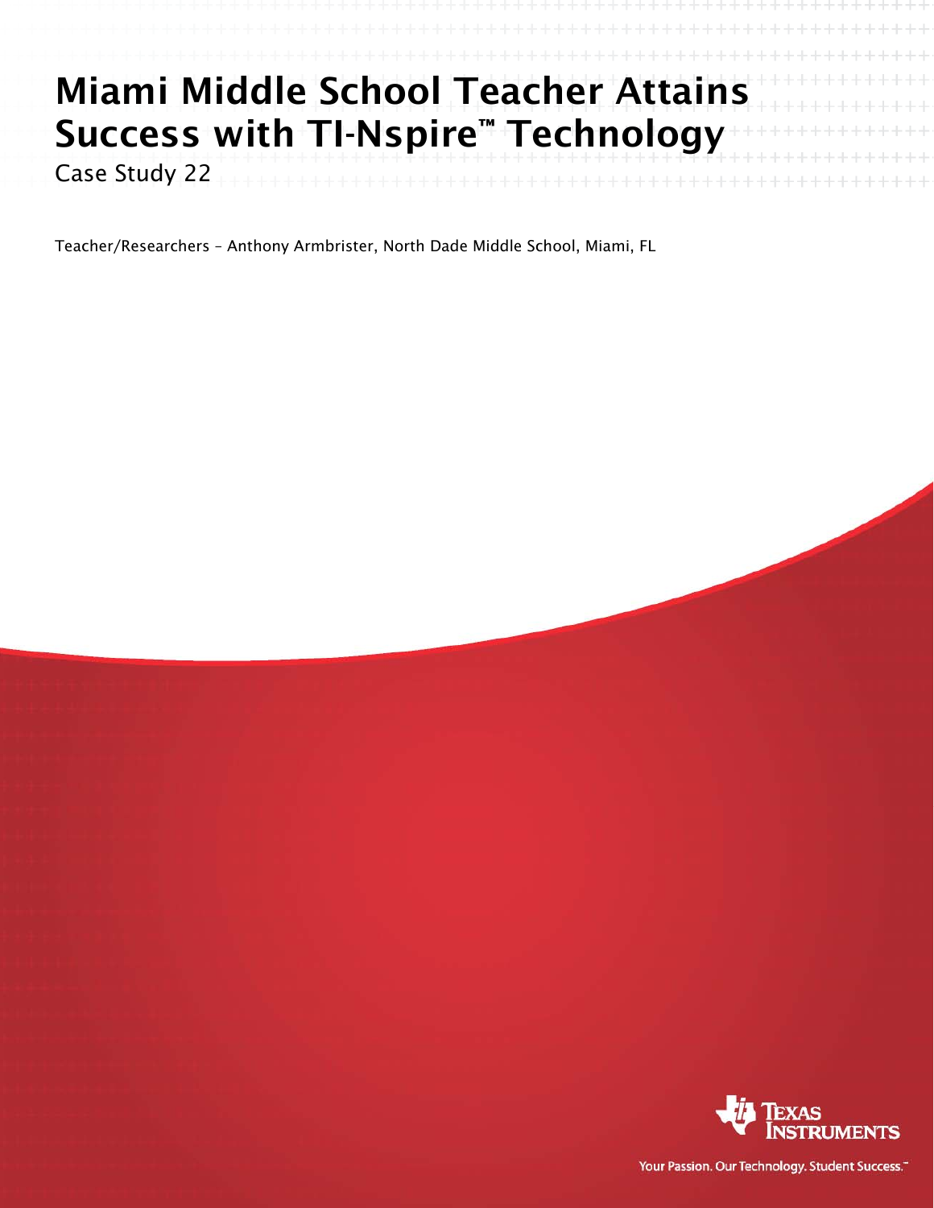# Miami Middle School Teacher Attains Success with TI-Nspire™ Technology

Case Study 22

Teacher/Researchers – Anthony Armbrister, North Dade Middle School, Miami, FL

Texas Instruments

Your Passion. Our Technology. Student Success.™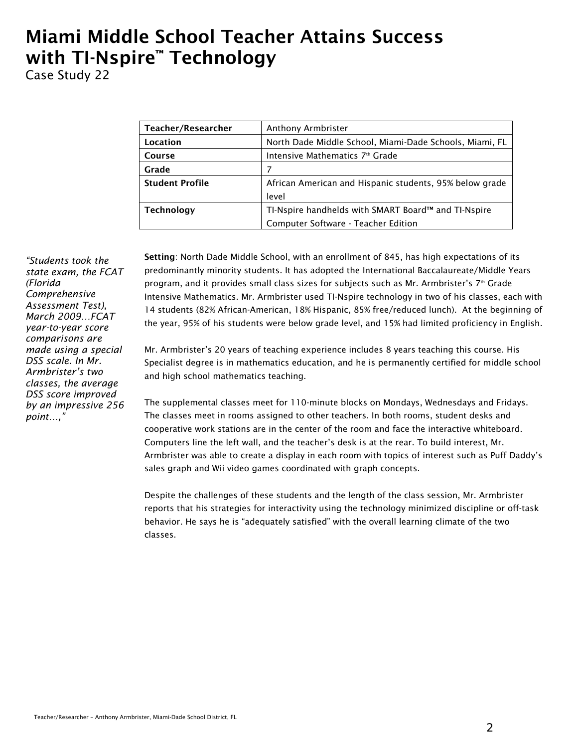# Miami Middle School Teacher Attains Success with TI-Nspire™ Technology

Case Study 22

| Teacher/Researcher | Anthony Armbrister |
|---|---|
| **Location** | North Dade Middle School, Miami-Dade Schools, Miami, FL |
| **Course** | Intensive Mathematics 7th Grade |
| **Grade** | 7 |
| **Student Profile** | African American and Hispanic students, 95% below grade level |
| **Technology** | TI-Nspire handhelds with SMART Board™ and TI-Nspire Computer Software - Teacher Edition |

*"Students took the state exam, the FCAT (Florida Comprehensive Assessment Test), March 2009…FCAT year-to-year score comparisons are made using a special DSS scale. In Mr. Armbrister's two classes, the average DSS score improved by an impressive 256 point…,"*

**Setting**: North Dade Middle School, with an enrollment of 845, has high expectations of its predominantly minority students. It has adopted the International Baccalaureate/Middle Years program, and it provides small class sizes for subjects such as Mr. Armbrister's 7th Grade Intensive Mathematics. Mr. Armbrister used TI-Nspire technology in two of his classes, each with 14 students (82% African-American, 18% Hispanic, 85% free/reduced lunch). At the beginning of the year, 95% of his students were below grade level, and 15% had limited proficiency in English.

Mr. Armbrister's 20 years of teaching experience includes 8 years teaching this course. His Specialist degree is in mathematics education, and he is permanently certified for middle school and high school mathematics teaching.

The supplemental classes meet for 110-minute blocks on Mondays, Wednesdays and Fridays. The classes meet in rooms assigned to other teachers. In both rooms, student desks and cooperative work stations are in the center of the room and face the interactive whiteboard. Computers line the left wall, and the teacher's desk is at the rear. To build interest, Mr. Armbrister was able to create a display in each room with topics of interest such as Puff Daddy's sales graph and Wii video games coordinated with graph concepts.

Despite the challenges of these students and the length of the class session, Mr. Armbrister reports that his strategies for interactivity using the technology minimized discipline or off-task behavior. He says he is "adequately satisfied" with the overall learning climate of the two classes.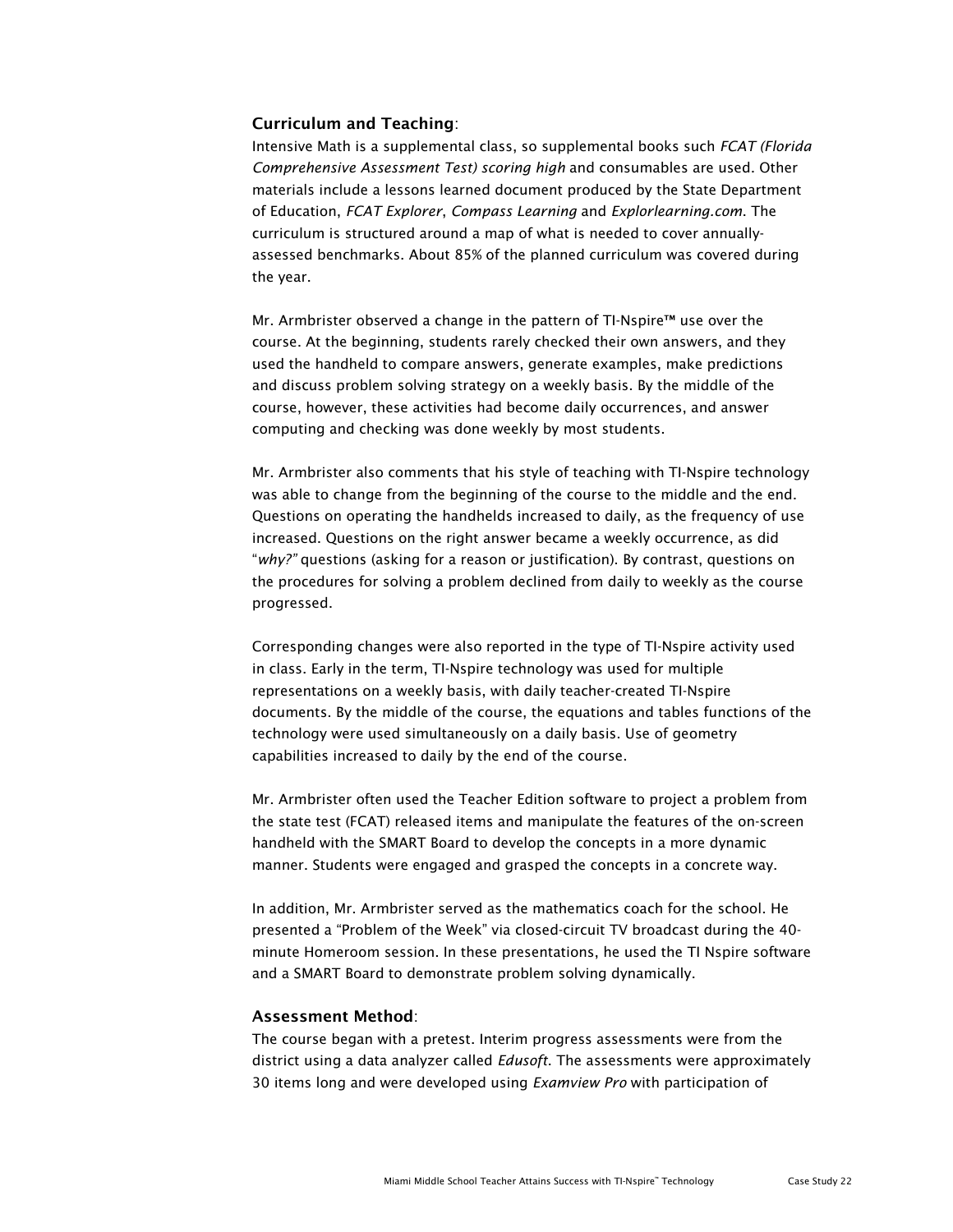### Curriculum and Teaching:

Intensive Math is a supplemental class, so supplemental books such *FCAT (Florida Comprehensive Assessment Test) scoring high* and consumables are used. Other materials include a lessons learned document produced by the State Department of Education, *FCAT Explorer*, *Compass Learning* and *Explorlearning.com*. The curriculum is structured around a map of what is needed to cover annually-assessed benchmarks. About 85% of the planned curriculum was covered during the year.

Mr. Armbrister observed a change in the pattern of TI-Nspire™ use over the course. At the beginning, students rarely checked their own answers, and they used the handheld to compare answers, generate examples, make predictions and discuss problem solving strategy on a weekly basis. By the middle of the course, however, these activities had become daily occurrences, and answer computing and checking was done weekly by most students.

Mr. Armbrister also comments that his style of teaching with TI-Nspire technology was able to change from the beginning of the course to the middle and the end. Questions on operating the handhelds increased to daily, as the frequency of use increased. Questions on the right answer became a weekly occurrence, as did "*why?*" questions (asking for a reason or justification). By contrast, questions on the procedures for solving a problem declined from daily to weekly as the course progressed.

Corresponding changes were also reported in the type of TI-Nspire activity used in class. Early in the term, TI-Nspire technology was used for multiple representations on a weekly basis, with daily teacher-created TI-Nspire documents. By the middle of the course, the equations and tables functions of the technology were used simultaneously on a daily basis. Use of geometry capabilities increased to daily by the end of the course.

Mr. Armbrister often used the Teacher Edition software to project a problem from the state test (FCAT) released items and manipulate the features of the on-screen handheld with the SMART Board to develop the concepts in a more dynamic manner. Students were engaged and grasped the concepts in a concrete way.

In addition, Mr. Armbrister served as the mathematics coach for the school. He presented a "Problem of the Week" via closed-circuit TV broadcast during the 40-minute Homeroom session. In these presentations, he used the TI Nspire software and a SMART Board to demonstrate problem solving dynamically.

### Assessment Method:

The course began with a pretest. Interim progress assessments were from the district using a data analyzer called *Edusoft*. The assessments were approximately 30 items long and were developed using *Examview Pro* with participation of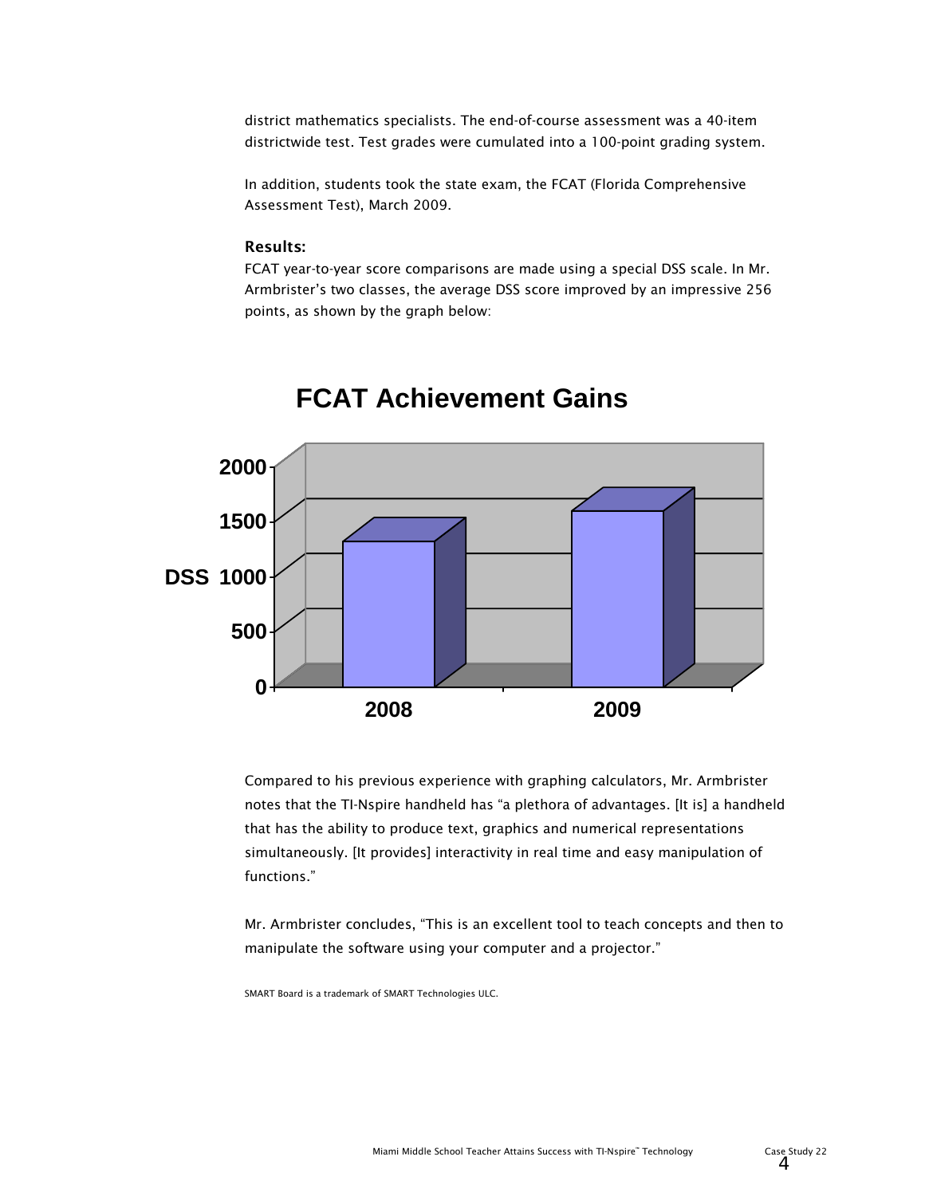district mathematics specialists. The end-of-course assessment was a 40-item districtwide test. Test grades were cumulated into a 100-point grading system.

In addition, students took the state exam, the FCAT (Florida Comprehensive Assessment Test), March 2009.

**Results:**

FCAT year-to-year score comparisons are made using a special DSS scale. In Mr. Armbrister's two classes, the average DSS score improved by an impressive 256 points, as shown by the graph below:

FCAT Achievement Gains

DSS

2000

1500

1000

500

0

2008

2009

Compared to his previous experience with graphing calculators, Mr. Armbrister notes that the TI-Nspire handheld has "a plethora of advantages. [It is] a handheld that has the ability to produce text, graphics and numerical representations simultaneously. [It provides] interactivity in real time and easy manipulation of functions."

Mr. Armbrister concludes, "This is an excellent tool to teach concepts and then to manipulate the software using your computer and a projector."

SMART Board is a trademark of SMART Technologies ULC.